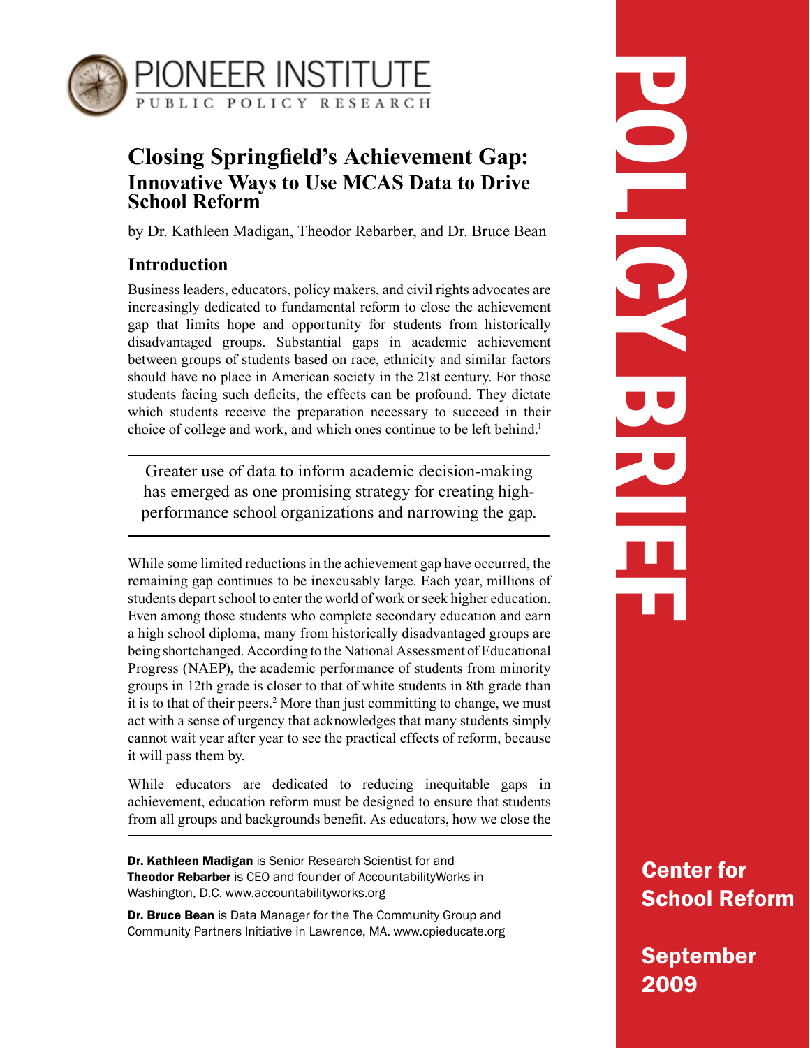PIONEER INSTITUTE
PUBLIC POLICY RESEARCH

# Closing Springfield's Achievement Gap:
## Innovative Ways to Use MCAS Data to Drive School Reform

by Dr. Kathleen Madigan, Theodor Rebarber, and Dr. Bruce Bean

POLICY BRIEF

Center for School Reform

September 2009

## Introduction

Business leaders, educators, policy makers, and civil rights advocates are increasingly dedicated to fundamental reform to close the achievement gap that limits hope and opportunity for students from historically disadvantaged groups. Substantial gaps in academic achievement between groups of students based on race, ethnicity and similar factors should have no place in American society in the 21st century. For those students facing such deficits, the effects can be profound. They dictate which students receive the preparation necessary to succeed in their choice of college and work, and which ones continue to be left behind.[1]

> Greater use of data to inform academic decision-making has emerged as one promising strategy for creating high-performance school organizations and narrowing the gap.

While some limited reductions in the achievement gap have occurred, the remaining gap continues to be inexcusably large. Each year, millions of students depart school to enter the world of work or seek higher education. Even among those students who complete secondary education and earn a high school diploma, many from historically disadvantaged groups are being shortchanged. According to the National Assessment of Educational Progress (NAEP), the academic performance of students from minority groups in 12th grade is closer to that of white students in 8th grade than it is to that of their peers.[2] More than just committing to change, we must act with a sense of urgency that acknowledges that many students simply cannot wait year after year to see the practical effects of reform, because it will pass them by.

While educators are dedicated to reducing inequitable gaps in achievement, education reform must be designed to ensure that students from all groups and backgrounds benefit. As educators, how we close the

**Dr. Kathleen Madigan** is Senior Research Scientist for and **Theodor Rebarber** is CEO and founder of AccountabilityWorks in Washington, D.C. www.accountabilityworks.org

**Dr. Bruce Bean** is Data Manager for the The Community Group and Community Partners Initiative in Lawrence, MA. www.cpieducate.org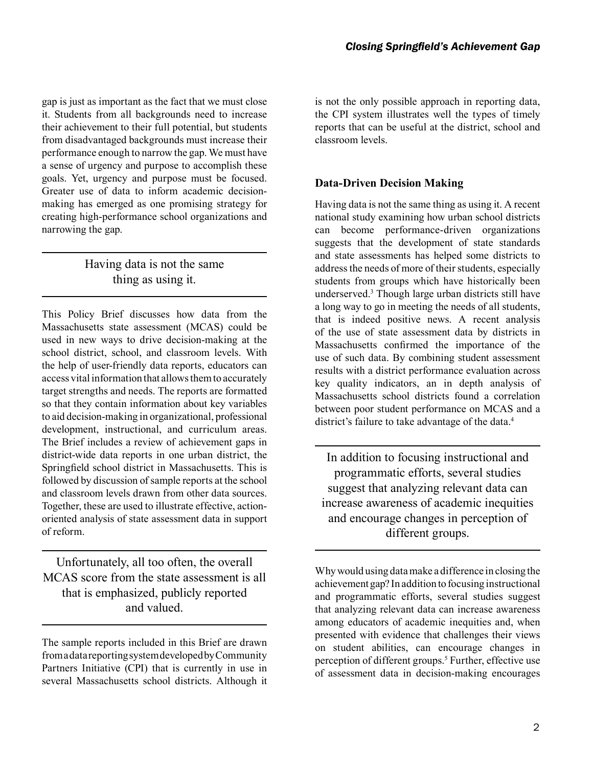gap is just as important as the fact that we must close it. Students from all backgrounds need to increase their achievement to their full potential, but students from disadvantaged backgrounds must increase their performance enough to narrow the gap. We must have a sense of urgency and purpose to accomplish these goals. Yet, urgency and purpose must be focused. Greater use of data to inform academic decision-making has emerged as one promising strategy for creating high-performance school organizations and narrowing the gap.

> Having data is not the same thing as using it.

This Policy Brief discusses how data from the Massachusetts state assessment (MCAS) could be used in new ways to drive decision-making at the school district, school, and classroom levels. With the help of user-friendly data reports, educators can access vital information that allows them to accurately target strengths and needs. The reports are formatted so that they contain information about key variables to aid decision-making in organizational, professional development, instructional, and curriculum areas. The Brief includes a review of achievement gaps in district-wide data reports in one urban district, the Springfield school district in Massachusetts. This is followed by discussion of sample reports at the school and classroom levels drawn from other data sources. Together, these are used to illustrate effective, action-oriented analysis of state assessment data in support of reform.

> Unfortunately, all too often, the overall MCAS score from the state assessment is all that is emphasized, publicly reported and valued.

The sample reports included in this Brief are drawn from a data reporting system developed by Community Partners Initiative (CPI) that is currently in use in several Massachusetts school districts. Although it is not the only possible approach in reporting data, the CPI system illustrates well the types of timely reports that can be useful at the district, school and classroom levels.

### Data-Driven Decision Making

Having data is not the same thing as using it. A recent national study examining how urban school districts can become performance-driven organizations suggests that the development of state standards and state assessments has helped some districts to address the needs of more of their students, especially students from groups which have historically been underserved.[3] Though large urban districts still have a long way to go in meeting the needs of all students, that is indeed positive news. A recent analysis of the use of state assessment data by districts in Massachusetts confirmed the importance of the use of such data. By combining student assessment results with a district performance evaluation across key quality indicators, an in depth analysis of Massachusetts school districts found a correlation between poor student performance on MCAS and a district's failure to take advantage of the data.[4]

> In addition to focusing instructional and programmatic efforts, several studies suggest that analyzing relevant data can increase awareness of academic inequities and encourage changes in perception of different groups.

Why would using data make a difference in closing the achievement gap? In addition to focusing instructional and programmatic efforts, several studies suggest that analyzing relevant data can increase awareness among educators of academic inequities and, when presented with evidence that challenges their views on student abilities, can encourage changes in perception of different groups.[5] Further, effective use of assessment data in decision-making encourages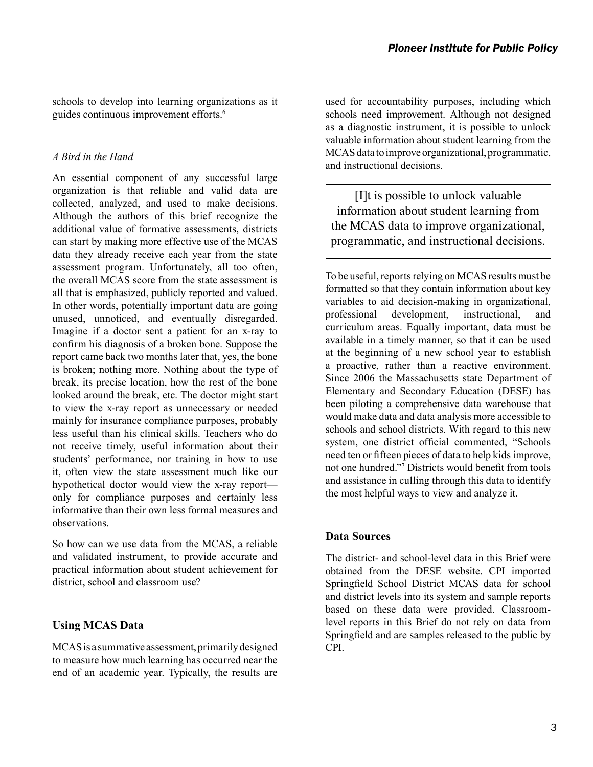schools to develop into learning organizations as it guides continuous improvement efforts.[6]

*A Bird in the Hand*

An essential component of any successful large organization is that reliable and valid data are collected, analyzed, and used to make decisions. Although the authors of this brief recognize the additional value of formative assessments, districts can start by making more effective use of the MCAS data they already receive each year from the state assessment program. Unfortunately, all too often, the overall MCAS score from the state assessment is all that is emphasized, publicly reported and valued. In other words, potentially important data are going unused, unnoticed, and eventually disregarded. Imagine if a doctor sent a patient for an x-ray to confirm his diagnosis of a broken bone. Suppose the report came back two months later that, yes, the bone is broken; nothing more. Nothing about the type of break, its precise location, how the rest of the bone looked around the break, etc. The doctor might start to view the x-ray report as unnecessary or needed mainly for insurance compliance purposes, probably less useful than his clinical skills. Teachers who do not receive timely, useful information about their students' performance, nor training in how to use it, often view the state assessment much like our hypothetical doctor would view the x-ray report—only for compliance purposes and certainly less informative than their own less formal measures and observations.

So how can we use data from the MCAS, a reliable and validated instrument, to provide accurate and practical information about student achievement for district, school and classroom use?

## Using MCAS Data

MCAS is a summative assessment, primarily designed to measure how much learning has occurred near the end of an academic year. Typically, the results are used for accountability purposes, including which schools need improvement. Although not designed as a diagnostic instrument, it is possible to unlock valuable information about student learning from the MCAS data to improve organizational, programmatic, and instructional decisions.

> [I]t is possible to unlock valuable information about student learning from the MCAS data to improve organizational, programmatic, and instructional decisions.

To be useful, reports relying on MCAS results must be formatted so that they contain information about key variables to aid decision-making in organizational, professional development, instructional, and curriculum areas. Equally important, data must be available in a timely manner, so that it can be used at the beginning of a new school year to establish a proactive, rather than a reactive environment. Since 2006 the Massachusetts state Department of Elementary and Secondary Education (DESE) has been piloting a comprehensive data warehouse that would make data and data analysis more accessible to schools and school districts. With regard to this new system, one district official commented, "Schools need ten or fifteen pieces of data to help kids improve, not one hundred."[7] Districts would benefit from tools and assistance in culling through this data to identify the most helpful ways to view and analyze it.

## Data Sources

The district- and school-level data in this Brief were obtained from the DESE website. CPI imported Springfield School District MCAS data for school and district levels into its system and sample reports based on these data were provided. Classroom-level reports in this Brief do not rely on data from Springfield and are samples released to the public by CPI.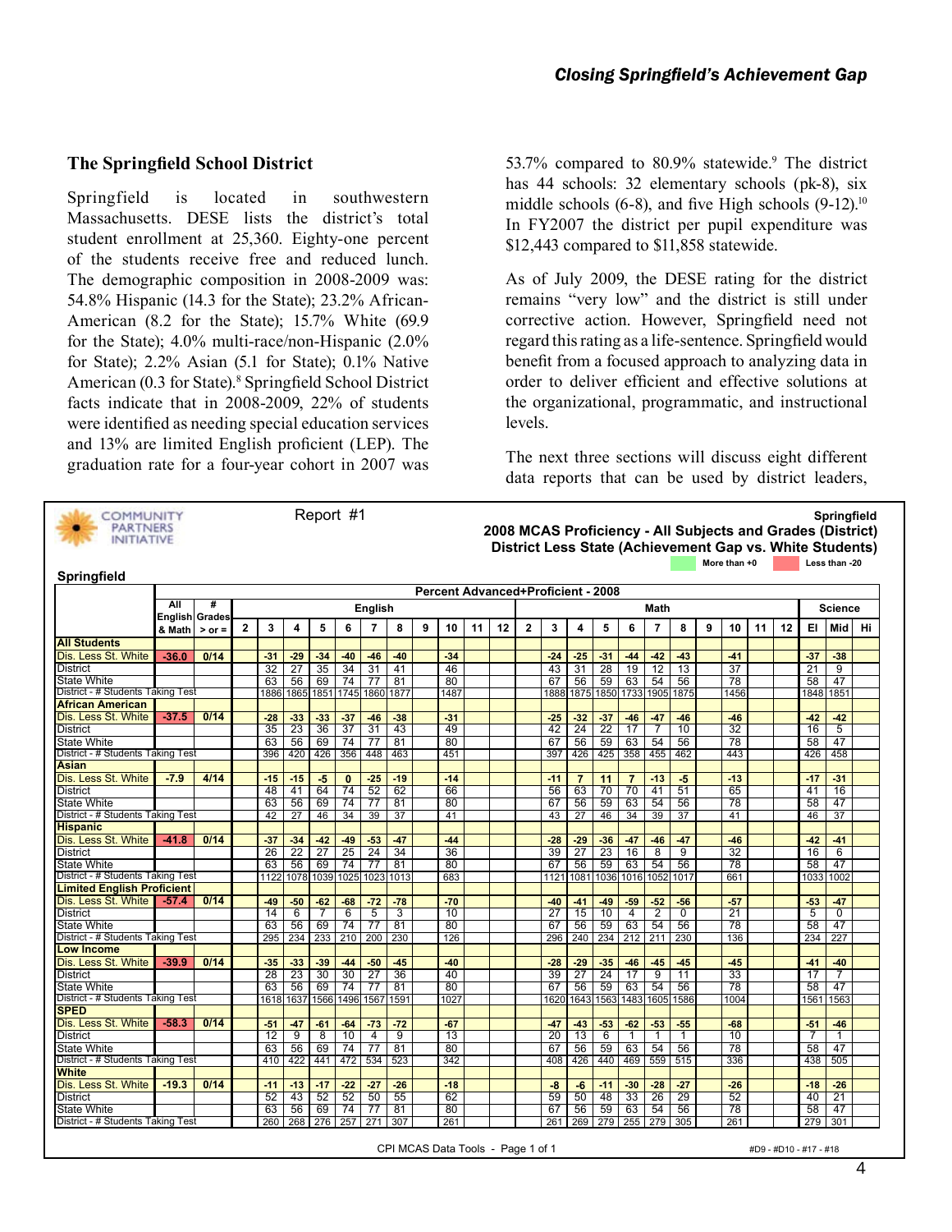## The Springfield School District

Springfield is located in southwestern Massachusetts. DESE lists the district's total student enrollment at 25,360. Eighty-one percent of the students receive free and reduced lunch. The demographic composition in 2008-2009 was: 54.8% Hispanic (14.3 for the State); 23.2% African-American (8.2 for the State); 15.7% White (69.9 for the State); 4.0% multi-race/non-Hispanic (2.0% for State); 2.2% Asian (5.1 for State); 0.1% Native American (0.3 for State).[8] Springfield School District facts indicate that in 2008-2009, 22% of students were identified as needing special education services and 13% are limited English proficient (LEP). The graduation rate for a four-year cohort in 2007 was 53.7% compared to 80.9% statewide.[9] The district has 44 schools: 32 elementary schools (pk-8), six middle schools (6-8), and five High schools (9-12).[10] In FY2007 the district per pupil expenditure was $12,443 compared to $11,858 statewide.

As of July 2009, the DESE rating for the district remains "very low" and the district is still under corrective action. However, Springfield need not regard this rating as a life-sentence. Springfield would benefit from a focused approach to analyzing data in order to deliver efficient and effective solutions at the organizational, programmatic, and instructional levels.

The next three sections will discuss eight different data reports that can be used by district leaders,

COMMUNITY PARTNERS INITIATIVE

Report #1

**Springfield**
**2008 MCAS Proficiency - All Subjects and Grades (District)**
**District Less State (Achievement Gap vs. White Students)**

More than +0 | Less than -20

**Springfield**

Percent Advanced+Proficient - 2008

| | All English & Math | # Grades > or = | English 2 | 3 | 4 | 5 | 6 | 7 | 8 | 9 | 10 | 11 | 12 | Math 2 | 3 | 4 | 5 | 6 | 7 | 8 | 9 | 10 | 11 | 12 | Science El | Mid | Hi |
|---|---|---|---|---|---|---|---|---|---|---|---|---|---|---|---|---|---|---|---|---|---|---|---|---|---|---|---|
| **All Students** | | | | | | | | | | | | | | | | | | | | | | | | | | | |
| Dis. Less St. White | -36.0 | 0/14 | | -31 | -29 | -34 | -40 | -46 | -40 | | -34 | | | | -24 | -25 | -31 | -44 | -42 | -43 | | -41 | | | -37 | -38 | |
| District | | | | 32 | 27 | 35 | 34 | 31 | 41 | | 46 | | | | 43 | 31 | 28 | 19 | 12 | 13 | | 37 | | | 21 | 9 | |
| State White | | | | 63 | 56 | 69 | 74 | 77 | 81 | | 80 | | | | 67 | 56 | 59 | 63 | 54 | 56 | | 78 | | | 58 | 47 | |
| District - # Students Taking Test | | | | 1886 | 1865 | 1851 | 1745 | 1860 | 1877 | | 1487 | | | | 1888 | 1875 | 1850 | 1733 | 1905 | 1875 | | 1456 | | | 1848 | 1851 | |
| **African American** | | | | | | | | | | | | | | | | | | | | | | | | | | | |
| Dis. Less St. White | -37.5 | 0/14 | | -28 | -33 | -33 | -37 | -46 | -38 | | -31 | | | | -25 | -32 | -37 | -46 | -47 | -46 | | -46 | | | -42 | -42 | |
| District | | | | 35 | 23 | 36 | 37 | 31 | 43 | | 49 | | | | 42 | 24 | 22 | 17 | 7 | 10 | | 32 | | | 16 | 5 | |
| State White | | | | 63 | 56 | 69 | 74 | 77 | 81 | | 80 | | | | 67 | 56 | 59 | 63 | 54 | 56 | | 78 | | | 58 | 47 | |
| District - # Students Taking Test | | | | 396 | 420 | 426 | 356 | 448 | 463 | | 451 | | | | 397 | 426 | 425 | 358 | 455 | 462 | | 443 | | | 426 | 458 | |
| **Asian** | | | | | | | | | | | | | | | | | | | | | | | | | | | |
| Dis. Less St. White | -7.9 | 4/14 | | -15 | -15 | -5 | 0 | -25 | -19 | | -14 | | | | -11 | 7 | 11 | 7 | -13 | -5 | | -13 | | | -17 | -31 | |
| District | | | | 48 | 41 | 64 | 74 | 52 | 62 | | 66 | | | | 56 | 63 | 70 | 70 | 41 | 51 | | 65 | | | 41 | 16 | |
| State White | | | | 63 | 56 | 69 | 74 | 77 | 81 | | 80 | | | | 67 | 56 | 59 | 63 | 54 | 56 | | 78 | | | 58 | 47 | |
| District - # Students Taking Test | | | | 42 | 27 | 46 | 34 | 39 | 37 | | 41 | | | | 43 | 27 | 46 | 34 | 39 | 37 | | 41 | | | 46 | 37 | |
| **Hispanic** | | | | | | | | | | | | | | | | | | | | | | | | | | | |
| Dis. Less St. White | -41.8 | 0/14 | | -37 | -34 | -42 | -49 | -53 | -47 | | -44 | | | | -28 | -29 | -36 | -47 | -46 | -47 | | -46 | | | -42 | -41 | |
| District | | | | 26 | 22 | 27 | 25 | 24 | 34 | | 36 | | | | 39 | 27 | 23 | 16 | 8 | 9 | | 32 | | | 16 | 6 | |
| State White | | | | 63 | 56 | 69 | 74 | 77 | 81 | | 80 | | | | 67 | 56 | 59 | 63 | 54 | 56 | | 78 | | | 58 | 47 | |
| District - # Students Taking Test | | | | 1122 | 1078 | 1039 | 1025 | 1023 | 1013 | | 683 | | | | 1121 | 1081 | 1036 | 1016 | 1052 | 1017 | | 661 | | | 1033 | 1002 | |
| **Limited English Proficient** | | | | | | | | | | | | | | | | | | | | | | | | | | | |
| Dis. Less St. White | -57.4 | 0/14 | | -49 | -50 | -62 | -68 | -72 | -78 | | -70 | | | | -40 | -41 | -49 | -59 | -52 | -56 | | -57 | | | -53 | -47 | |
| District | | | | 14 | 6 | 7 | 6 | 5 | 3 | | 10 | | | | 27 | 15 | 10 | 4 | 2 | 0 | | 21 | | | 5 | 0 | |
| State White | | | | 63 | 56 | 69 | 74 | 77 | 81 | | 80 | | | | 67 | 56 | 59 | 63 | 54 | 56 | | 78 | | | 58 | 47 | |
| District - # Students Taking Test | | | | 295 | 234 | 233 | 210 | 200 | 230 | | 126 | | | | 296 | 240 | 234 | 212 | 211 | 230 | | 136 | | | 234 | 227 | |
| **Low Income** | | | | | | | | | | | | | | | | | | | | | | | | | | | |
| Dis. Less St. White | -39.9 | 0/14 | | -35 | -33 | -39 | -44 | -50 | -45 | | -40 | | | | -28 | -29 | -35 | -46 | -45 | -45 | | -45 | | | -41 | -40 | |
| District | | | | 28 | 23 | 30 | 30 | 27 | 36 | | 40 | | | | 39 | 27 | 24 | 17 | 9 | 11 | | 33 | | | 17 | 7 | |
| State White | | | | 63 | 56 | 69 | 74 | 77 | 81 | | 80 | | | | 67 | 56 | 59 | 63 | 54 | 56 | | 78 | | | 58 | 47 | |
| District - # Students Taking Test | | | | 1618 | 1637 | 1566 | 1496 | 1567 | 1591 | | 1027 | | | | 1620 | 1643 | 1563 | 1483 | 1605 | 1586 | | 1004 | | | 1561 | 1563 | |
| **SPED** | | | | | | | | | | | | | | | | | | | | | | | | | | | |
| Dis. Less St. White | -58.3 | 0/14 | | -51 | -47 | -61 | -64 | -73 | -72 | | -67 | | | | -47 | -43 | -53 | -62 | -53 | -55 | | -68 | | | -51 | -46 | |
| District | | | | 12 | 9 | 8 | 10 | 4 | 9 | | 13 | | | | 20 | 13 | 6 | 1 | 1 | 1 | | 10 | | | 7 | 1 | |
| State White | | | | 63 | 56 | 69 | 74 | 77 | 81 | | 80 | | | | 67 | 56 | 59 | 63 | 54 | 56 | | 78 | | | 58 | 47 | |
| District - # Students Taking Test | | | | 410 | 422 | 441 | 472 | 534 | 523 | | 342 | | | | 408 | 426 | 440 | 469 | 559 | 515 | | 336 | | | 438 | 505 | |
| **White** | | | | | | | | | | | | | | | | | | | | | | | | | | | |
| Dis. Less St. White | -19.3 | 0/14 | | -11 | -13 | -17 | -22 | -27 | -26 | | -18 | | | | -8 | -6 | -11 | -30 | -28 | -27 | | -26 | | | -18 | -26 | |
| District | | | | 52 | 43 | 52 | 52 | 50 | 55 | | 62 | | | | 59 | 50 | 48 | 33 | 26 | 29 | | 52 | | | 40 | 21 | |
| State White | | | | 63 | 56 | 69 | 74 | 77 | 81 | | 80 | | | | 67 | 56 | 59 | 63 | 54 | 56 | | 78 | | | 58 | 47 | |
| District - # Students Taking Test | | | | 260 | 268 | 276 | 257 | 271 | 307 | | 261 | | | | 261 | 269 | 279 | 255 | 279 | 305 | | 261 | | | 279 | 301 | |

CPI MCAS Data Tools - Page 1 of 1 &nbsp;&nbsp;&nbsp; #D9 - #D10 - #17 - #18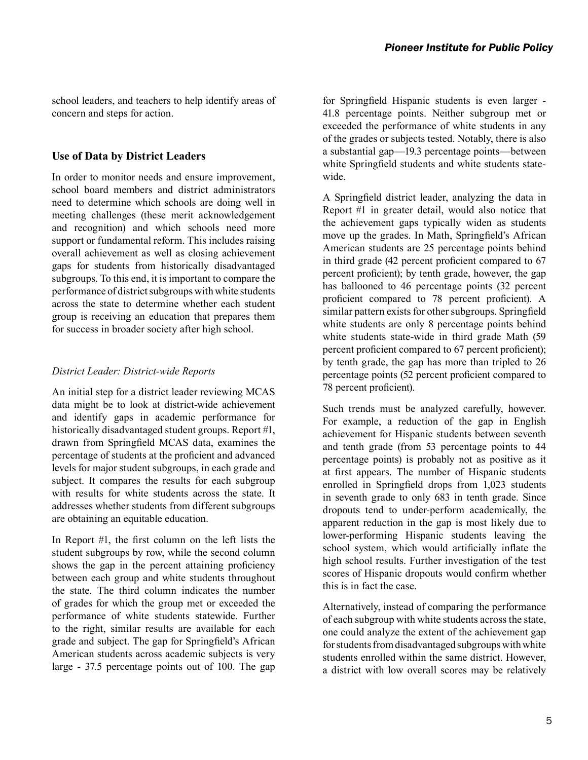school leaders, and teachers to help identify areas of concern and steps for action.

## Use of Data by District Leaders

In order to monitor needs and ensure improvement, school board members and district administrators need to determine which schools are doing well in meeting challenges (these merit acknowledgement and recognition) and which schools need more support or fundamental reform. This includes raising overall achievement as well as closing achievement gaps for students from historically disadvantaged subgroups. To this end, it is important to compare the performance of district subgroups with white students across the state to determine whether each student group is receiving an education that prepares them for success in broader society after high school.

### *District Leader: District-wide Reports*

An initial step for a district leader reviewing MCAS data might be to look at district-wide achievement and identify gaps in academic performance for historically disadvantaged student groups. Report #1, drawn from Springfield MCAS data, examines the percentage of students at the proficient and advanced levels for major student subgroups, in each grade and subject. It compares the results for each subgroup with results for white students across the state. It addresses whether students from different subgroups are obtaining an equitable education.

In Report #1, the first column on the left lists the student subgroups by row, while the second column shows the gap in the percent attaining proficiency between each group and white students throughout the state. The third column indicates the number of grades for which the group met or exceeded the performance of white students statewide. Further to the right, similar results are available for each grade and subject. The gap for Springfield's African American students across academic subjects is very large - 37.5 percentage points out of 100. The gap for Springfield Hispanic students is even larger - 41.8 percentage points. Neither subgroup met or exceeded the performance of white students in any of the grades or subjects tested. Notably, there is also a substantial gap—19.3 percentage points—between white Springfield students and white students state-wide.

A Springfield district leader, analyzing the data in Report #1 in greater detail, would also notice that the achievement gaps typically widen as students move up the grades. In Math, Springfield's African American students are 25 percentage points behind in third grade (42 percent proficient compared to 67 percent proficient); by tenth grade, however, the gap has ballooned to 46 percentage points (32 percent proficient compared to 78 percent proficient). A similar pattern exists for other subgroups. Springfield white students are only 8 percentage points behind white students state-wide in third grade Math (59 percent proficient compared to 67 percent proficient); by tenth grade, the gap has more than tripled to 26 percentage points (52 percent proficient compared to 78 percent proficient).

Such trends must be analyzed carefully, however. For example, a reduction of the gap in English achievement for Hispanic students between seventh and tenth grade (from 53 percentage points to 44 percentage points) is probably not as positive as it at first appears. The number of Hispanic students enrolled in Springfield drops from 1,023 students in seventh grade to only 683 in tenth grade. Since dropouts tend to under-perform academically, the apparent reduction in the gap is most likely due to lower-performing Hispanic students leaving the school system, which would artificially inflate the high school results. Further investigation of the test scores of Hispanic dropouts would confirm whether this is in fact the case.

Alternatively, instead of comparing the performance of each subgroup with white students across the state, one could analyze the extent of the achievement gap for students from disadvantaged subgroups with white students enrolled within the same district. However, a district with low overall scores may be relatively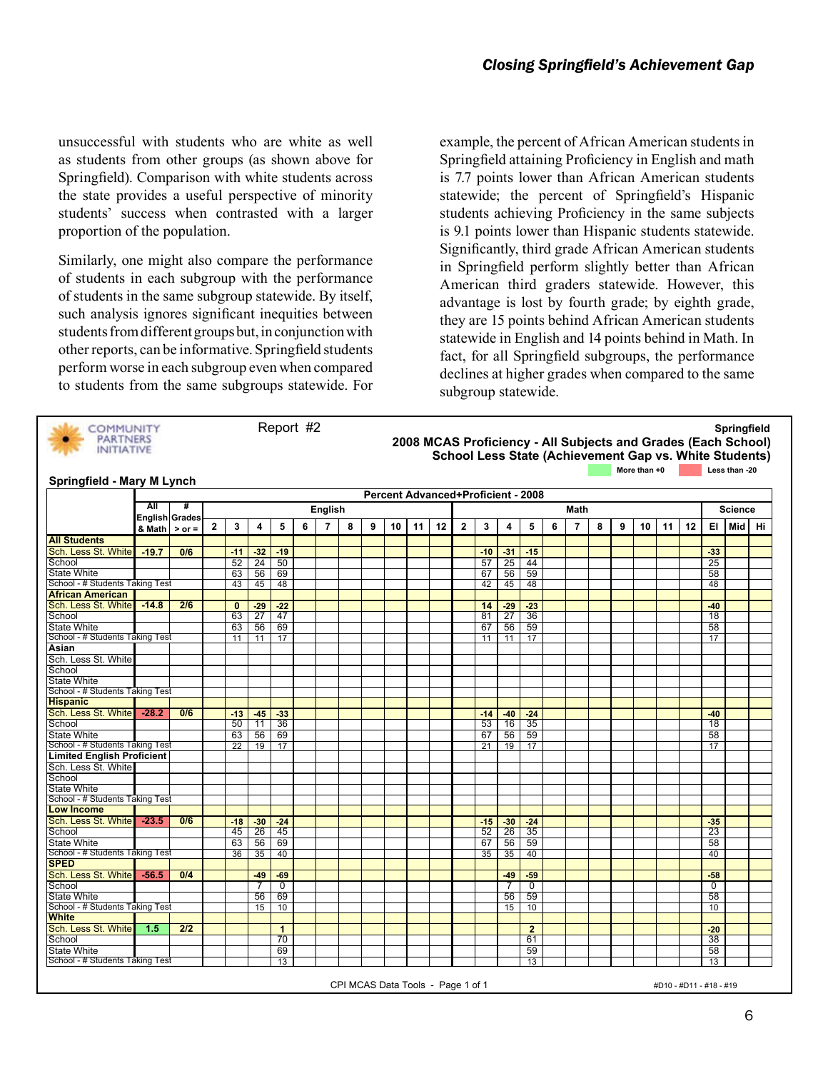unsuccessful with students who are white as well as students from other groups (as shown above for Springfield). Comparison with white students across the state provides a useful perspective of minority students' success when contrasted with a larger proportion of the population.

Similarly, one might also compare the performance of students in each subgroup with the performance of students in the same subgroup statewide. By itself, such analysis ignores significant inequities between students from different groups but, in conjunction with other reports, can be informative. Springfield students perform worse in each subgroup even when compared to students from the same subgroups statewide. For example, the percent of African American students in Springfield attaining Proficiency in English and math is 7.7 points lower than African American students statewide; the percent of Springfield's Hispanic students achieving Proficiency in the same subjects is 9.1 points lower than Hispanic students statewide. Significantly, third grade African American students in Springfield perform slightly better than African American third graders statewide. However, this advantage is lost by fourth grade; by eighth grade, they are 15 points behind African American students statewide in English and 14 points behind in Math. In fact, for all Springfield subgroups, the performance declines at higher grades when compared to the same subgroup statewide.

COMMUNITY PARTNERS INITIATIVE — Report #2

**Springfield**
**2008 MCAS Proficiency - All Subjects and Grades (Each School)**
**School Less State (Achievement Gap vs. White Students)**

More than +0 (green) | Less than -20 (red)

**Springfield - Mary M Lynch**

Percent Advanced+Proficient - 2008

| | All English & Math | # Grades > or = | English 2 | 3 | 4 | 5 | 6 | 7 | 8 | 9 | 10 | 11 | 12 | Math 2 | 3 | 4 | 5 | 6 | 7 | 8 | 9 | 10 | 11 | 12 | Science El | Mid | Hi |
|---|---|---|---|---|---|---|---|---|---|---|---|---|---|---|---|---|---|---|---|---|---|---|---|---|---|---|---|
| **All Students** | | | | | | | | | | | | | | | | | | | | | | | | | | | |
| Sch. Less St. White | -19.7 | 0/6 | | -11 | -32 | -19 | | | | | | | | | -10 | -31 | -15 | | | | | | | | -33 | | |
| School | | | | 52 | 24 | 50 | | | | | | | | | 57 | 25 | 44 | | | | | | | | 25 | | |
| State White | | | | 63 | 56 | 69 | | | | | | | | | 67 | 56 | 59 | | | | | | | | 58 | | |
| School - # Students Taking Test | | | | 43 | 45 | 48 | | | | | | | | | 42 | 45 | 48 | | | | | | | | 48 | | |
| **African American** | | | | | | | | | | | | | | | | | | | | | | | | | | | |
| Sch. Less St. White | -14.8 | 2/6 | | 0 | -29 | -22 | | | | | | | | | 14 | -29 | -23 | | | | | | | | -40 | | |
| School | | | | 63 | 27 | 47 | | | | | | | | | 81 | 27 | 36 | | | | | | | | 18 | | |
| State White | | | | 63 | 56 | 69 | | | | | | | | | 67 | 56 | 59 | | | | | | | | 58 | | |
| School - # Students Taking Test | | | | 11 | 11 | 17 | | | | | | | | | 11 | 11 | 17 | | | | | | | | 17 | | |
| **Asian** | | | | | | | | | | | | | | | | | | | | | | | | | | | |
| Sch. Less St. White | | | | | | | | | | | | | | | | | | | | | | | | | | | |
| School | | | | | | | | | | | | | | | | | | | | | | | | | | | |
| State White | | | | | | | | | | | | | | | | | | | | | | | | | | | |
| School - # Students Taking Test | | | | | | | | | | | | | | | | | | | | | | | | | | | |
| **Hispanic** | | | | | | | | | | | | | | | | | | | | | | | | | | | |
| Sch. Less St. White | -28.2 | 0/6 | | -13 | -45 | -33 | | | | | | | | | -14 | -40 | -24 | | | | | | | | -40 | | |
| School | | | | 50 | 11 | 36 | | | | | | | | | 53 | 16 | 35 | | | | | | | | 18 | | |
| State White | | | | 63 | 56 | 69 | | | | | | | | | 67 | 56 | 59 | | | | | | | | 58 | | |
| School - # Students Taking Test | | | | 22 | 19 | 17 | | | | | | | | | 21 | 19 | 17 | | | | | | | | 17 | | |
| **Limited English Proficient** | | | | | | | | | | | | | | | | | | | | | | | | | | | |
| Sch. Less St. White | | | | | | | | | | | | | | | | | | | | | | | | | | | |
| School | | | | | | | | | | | | | | | | | | | | | | | | | | | |
| State White | | | | | | | | | | | | | | | | | | | | | | | | | | | |
| School - # Students Taking Test | | | | | | | | | | | | | | | | | | | | | | | | | | | |
| **Low Income** | | | | | | | | | | | | | | | | | | | | | | | | | | | |
| Sch. Less St. White | -23.5 | 0/6 | | -18 | -30 | -24 | | | | | | | | | -15 | -30 | -24 | | | | | | | | -35 | | |
| School | | | | 45 | 26 | 45 | | | | | | | | | 52 | 26 | 35 | | | | | | | | 23 | | |
| State White | | | | 63 | 56 | 69 | | | | | | | | | 67 | 56 | 59 | | | | | | | | 58 | | |
| School - # Students Taking Test | | | | 36 | 35 | 40 | | | | | | | | | 35 | 35 | 40 | | | | | | | | 40 | | |
| **SPED** | | | | | | | | | | | | | | | | | | | | | | | | | | | |
| Sch. Less St. White | -56.5 | 0/4 | | | -49 | -69 | | | | | | | | | | -49 | -59 | | | | | | | | -58 | | |
| School | | | | | 7 | 0 | | | | | | | | | | 7 | 0 | | | | | | | | 0 | | |
| State White | | | | | 56 | 69 | | | | | | | | | | 56 | 59 | | | | | | | | 58 | | |
| School - # Students Taking Test | | | | | 15 | 10 | | | | | | | | | | 15 | 10 | | | | | | | | 10 | | |
| **White** | | | | | | | | | | | | | | | | | | | | | | | | | | | |
| Sch. Less St. White | 1.5 | 2/2 | | | | 1 | | | | | | | | | | | 2 | | | | | | | | -20 | | |
| School | | | | | | 70 | | | | | | | | | | | 61 | | | | | | | | 38 | | |
| State White | | | | | | 69 | | | | | | | | | | | 59 | | | | | | | | 58 | | |
| School - # Students Taking Test | | | | | | 13 | | | | | | | | | | | 13 | | | | | | | | 13 | | |

CPI MCAS Data Tools - Page 1 of 1 — #D10 - #D11 - #18 - #19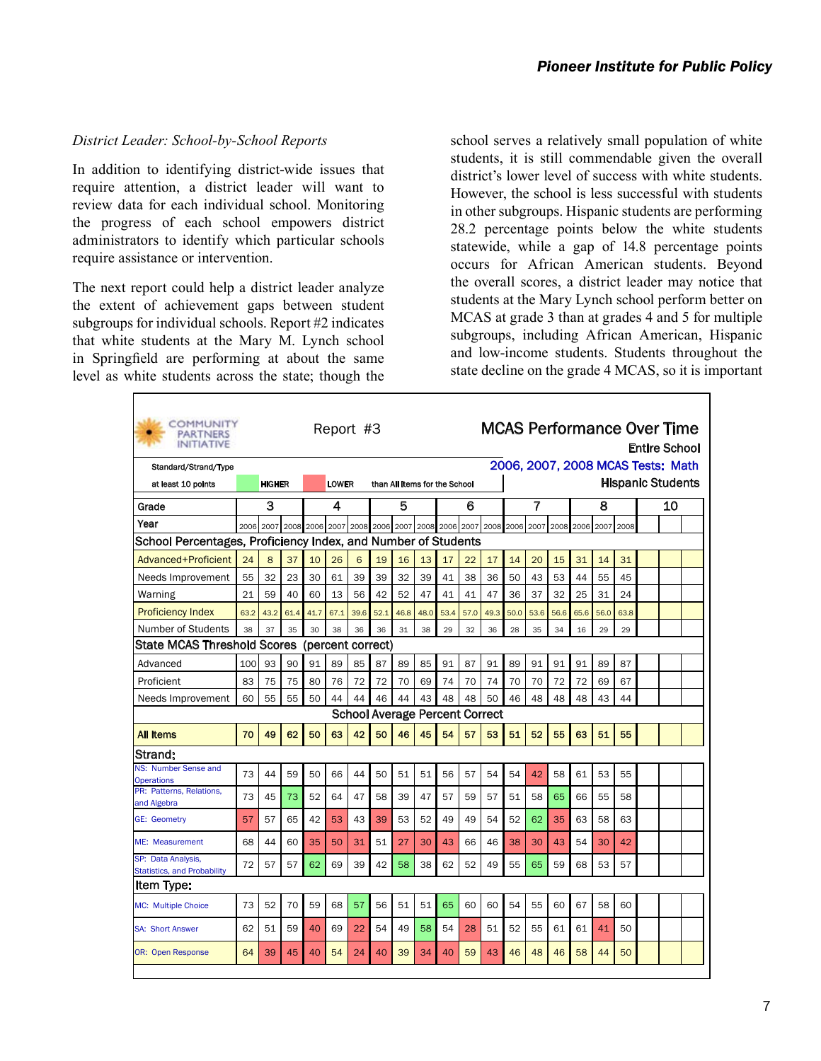*District Leader: School-by-School Reports*

In addition to identifying district-wide issues that require attention, a district leader will want to review data for each individual school. Monitoring the progress of each school empowers district administrators to identify which particular schools require assistance or intervention.

The next report could help a district leader analyze the extent of achievement gaps between student subgroups for individual schools. Report #2 indicates that white students at the Mary M. Lynch school in Springfield are performing at about the same level as white students across the state; though the school serves a relatively small population of white students, it is still commendable given the overall district's lower level of success with white students. However, the school is less successful with students in other subgroups. Hispanic students are performing 28.2 percentage points below the white students statewide, while a gap of 14.8 percentage points occurs for African American students. Beyond the overall scores, a district leader may notice that students at the Mary Lynch school perform better on MCAS at grade 3 than at grades 4 and 5 for multiple subgroups, including African American, Hispanic and low-income students. Students throughout the state decline on the grade 4 MCAS, so it is important

**COMMUNITY PARTNERS INITIATIVE** — Report #3 — **MCAS Performance Over Time**

Entire School

2006, 2007, 2008 MCAS Tests: Math

Hispanic Students

Standard/Strand/Type at least 10 points HIGHER / LOWER than All Items for the School

| Grade | 3 | | | 4 | | | 5 | | | 6 | | | 7 | | | 8 | | | 10 | | |
|---|---|---|---|---|---|---|---|---|---|---|---|---|---|---|---|---|---|---|---|---|---|
| Year | 2006 | 2007 | 2008 | 2006 | 2007 | 2008 | 2006 | 2007 | 2008 | 2006 | 2007 | 2008 | 2006 | 2007 | 2008 | 2006 | 2007 | 2008 | | | |
| **School Percentages, Proficiency Index, and Number of Students** | | | | | | | | | | | | | | | | | | | | | |
| Advanced+Proficient | 24 | 8 | 37 | 10 | 26 | 6 | 19 | 16 | 13 | 17 | 22 | 17 | 14 | 20 | 15 | 31 | 14 | 31 | | | |
| Needs Improvement | 55 | 32 | 23 | 30 | 61 | 39 | 39 | 32 | 39 | 41 | 38 | 36 | 50 | 43 | 53 | 44 | 55 | 45 | | | |
| Warning | 21 | 59 | 40 | 60 | 13 | 56 | 42 | 52 | 47 | 41 | 41 | 47 | 36 | 37 | 32 | 25 | 31 | 24 | | | |
| Proficiency Index | 63.2 | 43.2 | 61.4 | 41.7 | 67.1 | 39.6 | 52.1 | 46.8 | 48.0 | 53.4 | 57.0 | 49.3 | 50.0 | 53.6 | 56.6 | 65.6 | 56.0 | 63.8 | | | |
| Number of Students | 38 | 37 | 35 | 30 | 38 | 36 | 36 | 31 | 38 | 29 | 32 | 36 | 28 | 35 | 34 | 16 | 29 | 29 | | | |
| **State MCAS Threshold Scores (percent correct)** | | | | | | | | | | | | | | | | | | | | | |
| Advanced | 100 | 93 | 90 | 91 | 89 | 85 | 87 | 89 | 85 | 91 | 87 | 91 | 89 | 91 | 91 | 91 | 89 | 87 | | | |
| Proficient | 83 | 75 | 75 | 80 | 76 | 72 | 72 | 70 | 69 | 74 | 70 | 74 | 70 | 70 | 72 | 72 | 69 | 67 | | | |
| Needs Improvement | 60 | 55 | 55 | 50 | 44 | 44 | 46 | 44 | 43 | 48 | 48 | 50 | 46 | 48 | 48 | 48 | 43 | 44 | | | |
| **School Average Percent Correct** | | | | | | | | | | | | | | | | | | | | | |
| **All Items** | 70 | 49 | 62 | 50 | 63 | 42 | 50 | 46 | 45 | 54 | 57 | 53 | 51 | 52 | 55 | 63 | 51 | 55 | | | |
| **Strand:** | | | | | | | | | | | | | | | | | | | | | |
| NS: Number Sense and Operations | 73 | 44 | 59 | 50 | 66 | 44 | 50 | 51 | 51 | 56 | 57 | 54 | 54 | 42 | 58 | 61 | 53 | 55 | | | |
| PR: Patterns, Relations, and Algebra | 73 | 45 | 73 | 52 | 64 | 47 | 58 | 39 | 47 | 57 | 59 | 57 | 51 | 58 | 65 | 66 | 55 | 58 | | | |
| GE: Geometry | 57 | 57 | 65 | 42 | 53 | 43 | 39 | 53 | 52 | 49 | 49 | 54 | 52 | 62 | 35 | 63 | 58 | 63 | | | |
| ME: Measurement | 68 | 44 | 60 | 35 | 50 | 31 | 51 | 27 | 30 | 43 | 66 | 46 | 38 | 30 | 43 | 54 | 30 | 42 | | | |
| SP: Data Analysis, Statistics, and Probability | 72 | 57 | 57 | 62 | 69 | 39 | 42 | 58 | 38 | 62 | 52 | 49 | 55 | 65 | 59 | 68 | 53 | 57 | | | |
| **Item Type:** | | | | | | | | | | | | | | | | | | | | | |
| MC: Multiple Choice | 73 | 52 | 70 | 59 | 68 | 57 | 56 | 51 | 51 | 65 | 60 | 60 | 54 | 55 | 60 | 67 | 58 | 60 | | | |
| SA: Short Answer | 62 | 51 | 59 | 40 | 69 | 22 | 54 | 49 | 58 | 54 | 28 | 51 | 52 | 55 | 61 | 61 | 41 | 50 | | | |
| OR: Open Response | 64 | 39 | 45 | 40 | 54 | 24 | 40 | 39 | 34 | 40 | 59 | 43 | 46 | 48 | 46 | 58 | 44 | 50 | | | |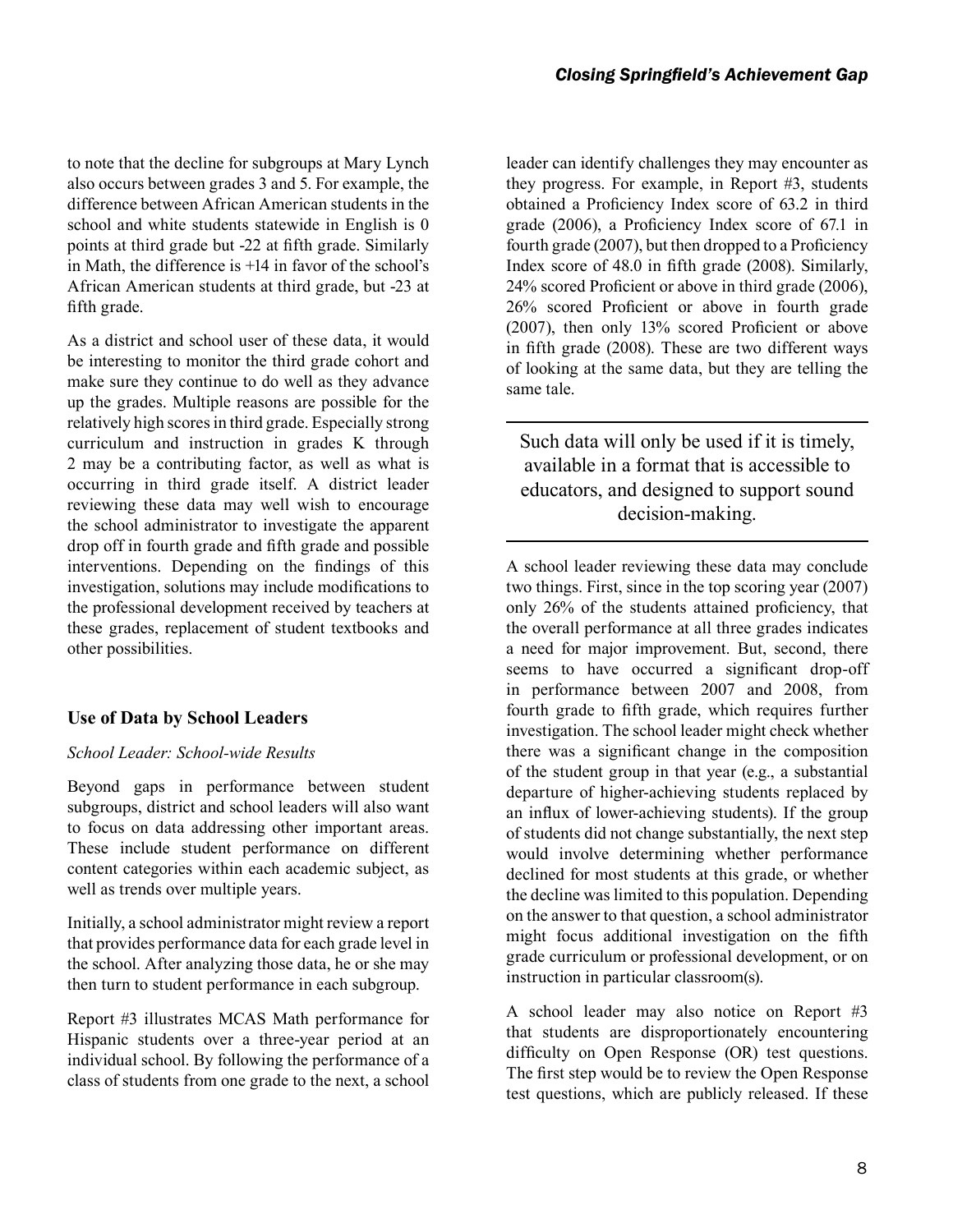to note that the decline for subgroups at Mary Lynch also occurs between grades 3 and 5. For example, the difference between African American students in the school and white students statewide in English is 0 points at third grade but -22 at fifth grade. Similarly in Math, the difference is +14 in favor of the school's African American students at third grade, but -23 at fifth grade.

As a district and school user of these data, it would be interesting to monitor the third grade cohort and make sure they continue to do well as they advance up the grades. Multiple reasons are possible for the relatively high scores in third grade. Especially strong curriculum and instruction in grades K through 2 may be a contributing factor, as well as what is occurring in third grade itself. A district leader reviewing these data may well wish to encourage the school administrator to investigate the apparent drop off in fourth grade and fifth grade and possible interventions. Depending on the findings of this investigation, solutions may include modifications to the professional development received by teachers at these grades, replacement of student textbooks and other possibilities.

### Use of Data by School Leaders

*School Leader: School-wide Results*

Beyond gaps in performance between student subgroups, district and school leaders will also want to focus on data addressing other important areas. These include student performance on different content categories within each academic subject, as well as trends over multiple years.

Initially, a school administrator might review a report that provides performance data for each grade level in the school. After analyzing those data, he or she may then turn to student performance in each subgroup.

Report #3 illustrates MCAS Math performance for Hispanic students over a three-year period at an individual school. By following the performance of a class of students from one grade to the next, a school leader can identify challenges they may encounter as they progress. For example, in Report #3, students obtained a Proficiency Index score of 63.2 in third grade (2006), a Proficiency Index score of 67.1 in fourth grade (2007), but then dropped to a Proficiency Index score of 48.0 in fifth grade (2008). Similarly, 24% scored Proficient or above in third grade (2006), 26% scored Proficient or above in fourth grade (2007), then only 13% scored Proficient or above in fifth grade (2008). These are two different ways of looking at the same data, but they are telling the same tale.

> Such data will only be used if it is timely, available in a format that is accessible to educators, and designed to support sound decision-making.

A school leader reviewing these data may conclude two things. First, since in the top scoring year (2007) only 26% of the students attained proficiency, that the overall performance at all three grades indicates a need for major improvement. But, second, there seems to have occurred a significant drop-off in performance between 2007 and 2008, from fourth grade to fifth grade, which requires further investigation. The school leader might check whether there was a significant change in the composition of the student group in that year (e.g., a substantial departure of higher-achieving students replaced by an influx of lower-achieving students). If the group of students did not change substantially, the next step would involve determining whether performance declined for most students at this grade, or whether the decline was limited to this population. Depending on the answer to that question, a school administrator might focus additional investigation on the fifth grade curriculum or professional development, or on instruction in particular classroom(s).

A school leader may also notice on Report #3 that students are disproportionately encountering difficulty on Open Response (OR) test questions. The first step would be to review the Open Response test questions, which are publicly released. If these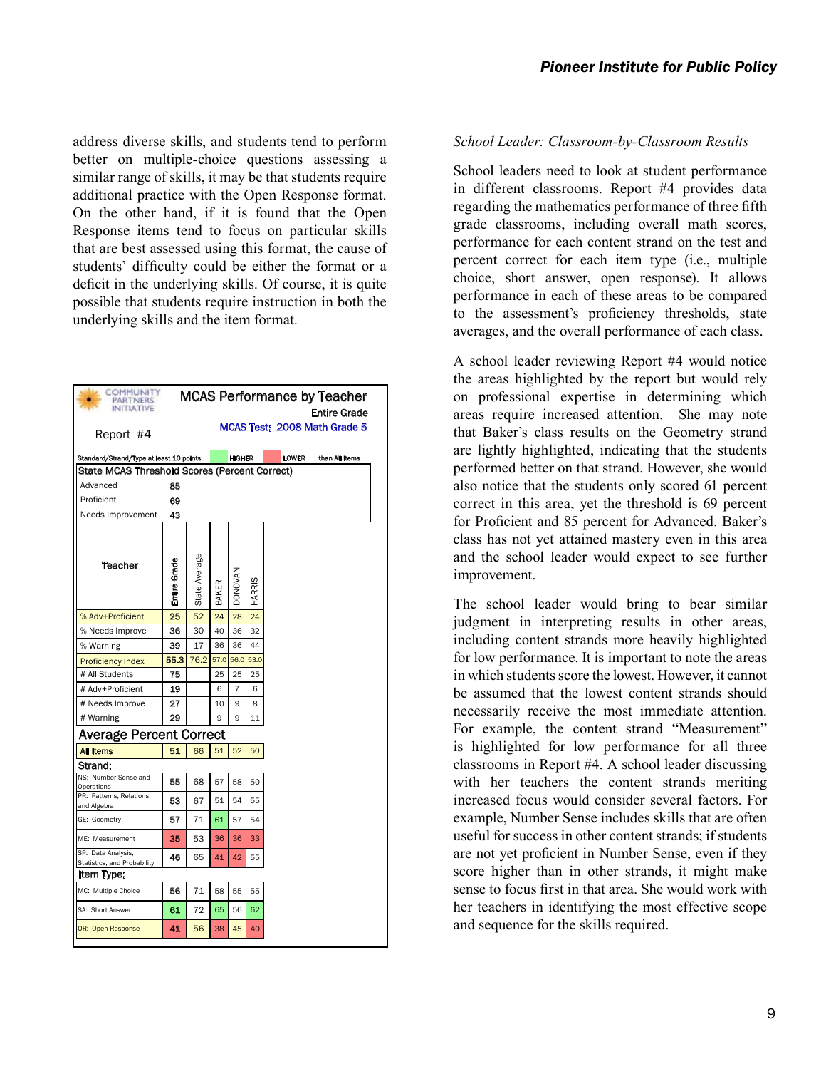address diverse skills, and students tend to perform better on multiple-choice questions assessing a similar range of skills, it may be that students require additional practice with the Open Response format. On the other hand, if it is found that the Open Response items tend to focus on particular skills that are best assessed using this format, the cause of students' difficulty could be either the format or a deficit in the underlying skills. Of course, it is quite possible that students require instruction in both the underlying skills and the item format.

**COMMUNITY PARTNERS INITIATIVE — MCAS Performance by Teacher**

Report #4 — Entire Grade — MCAS Test: 2008 Math Grade 5

Standard/Strand/Type at least 10 points HIGHER / LOWER than All Items

State MCAS Threshold Scores (Percent Correct)

| Level | Score |
|---|---|
| Advanced | 85 |
| Proficient | 69 |
| Needs Improvement | 43 |

| Teacher | Entire Grade | State Average | BAKER | DONOVAN | HARRIS |
|---|---|---|---|---|---|
| % Adv+Proficient | 25 | 52 | 24 | 28 | 24 |
| % Needs Improve | 36 | 30 | 40 | 36 | 32 |
| % Warning | 39 | 17 | 36 | 36 | 44 |
| Proficiency Index | 55.3 | 76.2 | 57.0 | 56.0 | 53.0 |
| # All Students | 75 | | 25 | 25 | 25 |
| # Adv+Proficient | 19 | | 6 | 7 | 6 |
| # Needs Improve | 27 | | 10 | 9 | 8 |
| # Warning | 29 | | 9 | 9 | 11 |
| **Average Percent Correct** | | | | | |
| All Items | 51 | 66 | 51 | 52 | 50 |
| **Strand:** | | | | | |
| NS: Number Sense and Operations | 55 | 68 | 57 | 58 | 50 |
| PR: Patterns, Relations, and Algebra | 53 | 67 | 51 | 54 | 55 |
| GE: Geometry | 57 | 71 | 61 | 57 | 54 |
| ME: Measurement | 35 | 53 | 36 | 36 | 33 |
| SP: Data Analysis, Statistics, and Probability | 46 | 65 | 41 | 42 | 55 |
| **Item Type:** | | | | | |
| MC: Multiple Choice | 56 | 71 | 58 | 55 | 55 |
| SA: Short Answer | 61 | 72 | 65 | 56 | 62 |
| OR: Open Response | 41 | 56 | 38 | 45 | 40 |

*School Leader: Classroom-by-Classroom Results*

School leaders need to look at student performance in different classrooms. Report #4 provides data regarding the mathematics performance of three fifth grade classrooms, including overall math scores, performance for each content strand on the test and percent correct for each item type (i.e., multiple choice, short answer, open response). It allows performance in each of these areas to be compared to the assessment's proficiency thresholds, state averages, and the overall performance of each class.

A school leader reviewing Report #4 would notice the areas highlighted by the report but would rely on professional expertise in determining which areas require increased attention. She may note that Baker's class results on the Geometry strand are lightly highlighted, indicating that the students performed better on that strand. However, she would also notice that the students only scored 61 percent correct in this area, yet the threshold is 69 percent for Proficient and 85 percent for Advanced. Baker's class has not yet attained mastery even in this area and the school leader would expect to see further improvement.

The school leader would bring to bear similar judgment in interpreting results in other areas, including content strands more heavily highlighted for low performance. It is important to note the areas in which students score the lowest. However, it cannot be assumed that the lowest content strands should necessarily receive the most immediate attention. For example, the content strand "Measurement" is highlighted for low performance for all three classrooms in Report #4. A school leader discussing with her teachers the content strands meriting increased focus would consider several factors. For example, Number Sense includes skills that are often useful for success in other content strands; if students are not yet proficient in Number Sense, even if they score higher than in other strands, it might make sense to focus first in that area. She would work with her teachers in identifying the most effective scope and sequence for the skills required.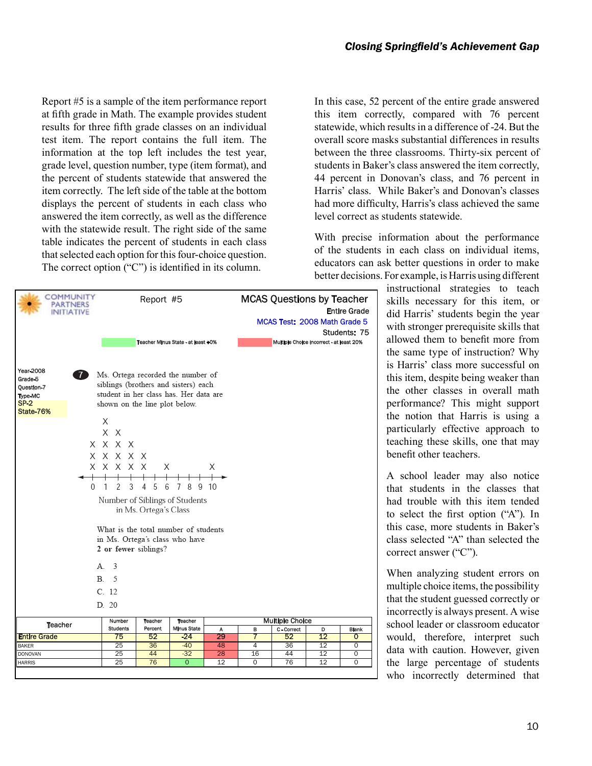Report #5 is a sample of the item performance report at fifth grade in Math. The example provides student results for three fifth grade classes on an individual test item. The report contains the full item. The information at the top left includes the test year, grade level, question number, type (item format), and the percent of students statewide that answered the item correctly. The left side of the table at the bottom displays the percent of students in each class who answered the item correctly, as well as the difference with the statewide result. The right side of the same table indicates the percent of students in each class that selected each option for this four-choice question. The correct option ("C") is identified in its column.

COMMUNITY PARTNERS INITIATIVE

Report #5

**MCAS Questions by Teacher**

Entire Grade

MCAS Test: 2008 Math Grade 5

Students: 75

Teacher Minus State - at least +0%

Multiple Choice Incorrect - at least 20%

Year-2008
Grade-5
Question-7
Type-MC
SP-2
State-76%

7 Ms. Ortega recorded the number of siblings (brothers and sisters) each student in her class has. Her data are shown on the line plot below.

```
    X
    X  X
 X  X  X  X
 X  X  X  X  X
 X  X  X  X  X     X           X
-+--+--+--+--+--+--+--+--+--+--+->
 0  1  2  3  4  5  6  7  8  9  10
```

Number of Siblings of Students in Ms. Ortega's Class

What is the total number of students in Ms. Ortega's class who have **2 or fewer** siblings?

A. 3

B. 5

C. 12

D. 20

| Teacher | Number Students | Teacher Percent | Teacher Minus State | Multiple Choice | | | | |
|---|---|---|---|---|---|---|---|---|
| | | | | A | B | C - Correct | D | Blank |
| Entire Grade | 75 | 52 | -24 | 29 | 7 | 52 | 12 | 0 |
| BAKER | 25 | 36 | -40 | 48 | 4 | 36 | 12 | 0 |
| DONOVAN | 25 | 44 | -32 | 28 | 16 | 44 | 12 | 0 |
| HARRIS | 25 | 76 | 0 | 12 | 0 | 76 | 12 | 0 |

In this case, 52 percent of the entire grade answered this item correctly, compared with 76 percent statewide, which results in a difference of -24. But the overall score masks substantial differences in results between the three classrooms. Thirty-six percent of students in Baker's class answered the item correctly, 44 percent in Donovan's class, and 76 percent in Harris' class. While Baker's and Donovan's classes had more difficulty, Harris's class achieved the same level correct as students statewide.

With precise information about the performance of the students in each class on individual items, educators can ask better questions in order to make better decisions. For example, is Harris using different instructional strategies to teach skills necessary for this item, or did Harris' students begin the year with stronger prerequisite skills that allowed them to benefit more from the same type of instruction? Why is Harris' class more successful on this item, despite being weaker than the other classes in overall math performance? This might support the notion that Harris is using a particularly effective approach to teaching these skills, one that may benefit other teachers.

A school leader may also notice that students in the classes that had trouble with this item tended to select the first option ("A"). In this case, more students in Baker's class selected "A" than selected the correct answer ("C").

When analyzing student errors on multiple choice items, the possibility that the student guessed correctly or incorrectly is always present. A wise school leader or classroom educator would, therefore, interpret such data with caution. However, given the large percentage of students who incorrectly determined that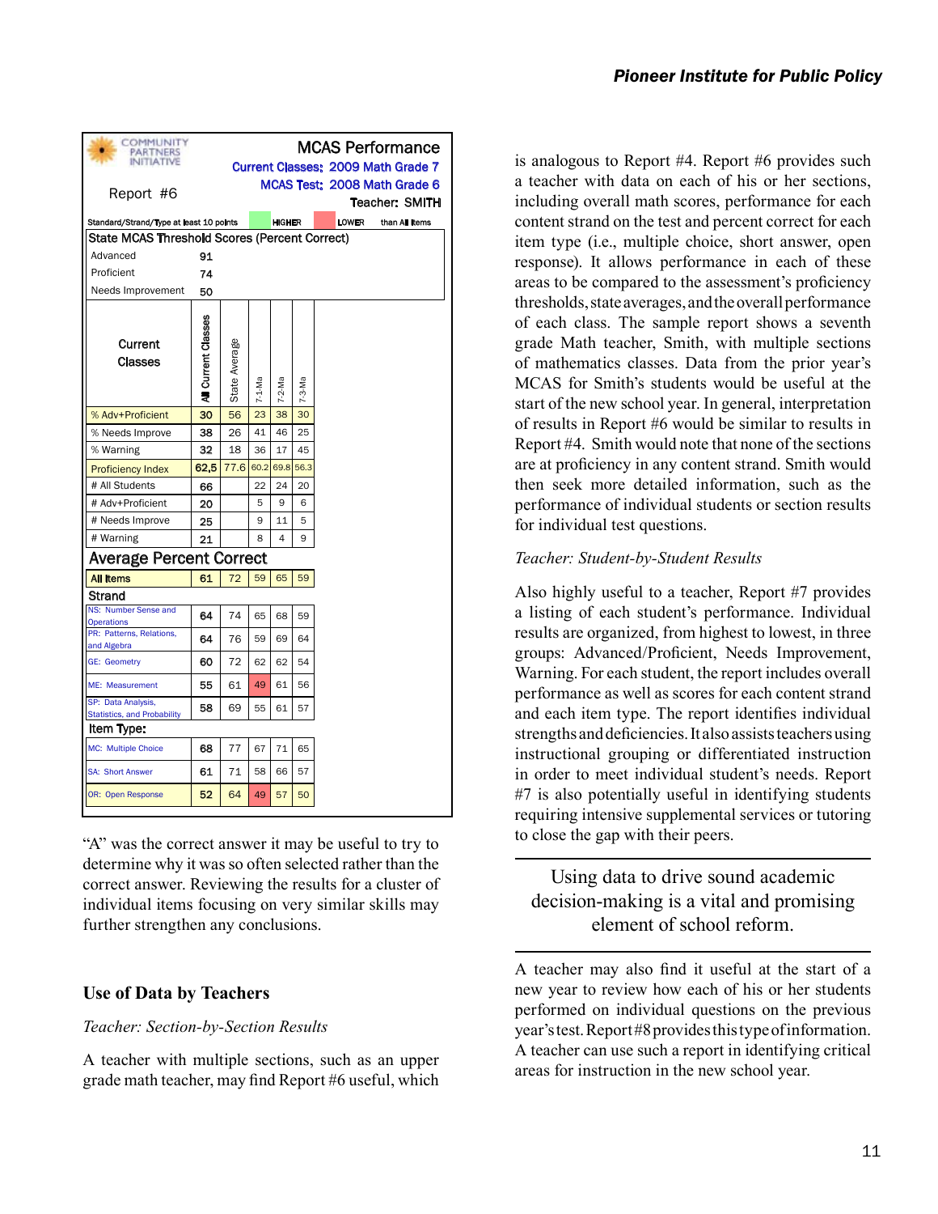| Report #6 | | | | | |
|---|---|---|---|---|---|
| MCAS Performance | | | | | |
| Current Classes: 2009 Math Grade 7 | | | | | |
| MCAS Test: 2008 Math Grade 6 | | | | | |
| Teacher: SMITH | | | | | |
| Standard/Strand/Type at least 10 points HIGHER / LOWER than All Items | | | | | |
| **State MCAS Threshold Scores (Percent Correct)** | | | | | |
| Advanced | 91 | | | | |
| Proficient | 74 | | | | |
| Needs Improvement | 50 | | | | |
| **Current Classes** | **All Current Classes** | **State Average** | **7-1-Ma** | **7-2-Ma** | **7-3-Ma** |
| % Adv+Proficient | 30 | 56 | 23 | 38 | 30 |
| % Needs Improve | 38 | 26 | 41 | 46 | 25 |
| % Warning | 32 | 18 | 36 | 17 | 45 |
| Proficiency Index | 62.5 | 77.6 | 60.2 | 69.8 | 56.3 |
| # All Students | 66 | | 22 | 24 | 20 |
| # Adv+Proficient | 20 | | 5 | 9 | 6 |
| # Needs Improve | 25 | | 9 | 11 | 5 |
| # Warning | 21 | | 8 | 4 | 9 |
| **Average Percent Correct** | | | | | |
| All Items | 61 | 72 | 59 | 65 | 59 |
| **Strand** | | | | | |
| NS: Number Sense and Operations | 64 | 74 | 65 | 68 | 59 |
| PR: Patterns, Relations, and Algebra | 64 | 76 | 59 | 69 | 64 |
| GE: Geometry | 60 | 72 | 62 | 62 | 54 |
| ME: Measurement | 55 | 61 | 49 | 61 | 56 |
| SP: Data Analysis, Statistics, and Probability | 58 | 69 | 55 | 61 | 57 |
| **Item Type:** | | | | | |
| MC: Multiple Choice | 68 | 77 | 67 | 71 | 65 |
| SA: Short Answer | 61 | 71 | 58 | 66 | 57 |
| OR: Open Response | 52 | 64 | 49 | 57 | 50 |

"A" was the correct answer it may be useful to try to determine why it was so often selected rather than the correct answer. Reviewing the results for a cluster of individual items focusing on very similar skills may further strengthen any conclusions.

## Use of Data by Teachers

*Teacher: Section-by-Section Results*

A teacher with multiple sections, such as an upper grade math teacher, may find Report #6 useful, which is analogous to Report #4. Report #6 provides such a teacher with data on each of his or her sections, including overall math scores, performance for each content strand on the test and percent correct for each item type (i.e., multiple choice, short answer, open response). It allows performance in each of these areas to be compared to the assessment's proficiency thresholds, state averages, and the overall performance of each class. The sample report shows a seventh grade Math teacher, Smith, with multiple sections of mathematics classes. Data from the prior year's MCAS for Smith's students would be useful at the start of the new school year. In general, interpretation of results in Report #6 would be similar to results in Report #4. Smith would note that none of the sections are at proficiency in any content strand. Smith would then seek more detailed information, such as the performance of individual students or section results for individual test questions.

*Teacher: Student-by-Student Results*

Also highly useful to a teacher, Report #7 provides a listing of each student's performance. Individual results are organized, from highest to lowest, in three groups: Advanced/Proficient, Needs Improvement, Warning. For each student, the report includes overall performance as well as scores for each content strand and each item type. The report identifies individual strengths and deficiencies. It also assists teachers using instructional grouping or differentiated instruction in order to meet individual student's needs. Report #7 is also potentially useful in identifying students requiring intensive supplemental services or tutoring to close the gap with their peers.

> Using data to drive sound academic decision-making is a vital and promising element of school reform.

A teacher may also find it useful at the start of a new year to review how each of his or her students performed on individual questions on the previous year's test. Report #8 provides this type of information. A teacher can use such a report in identifying critical areas for instruction in the new school year.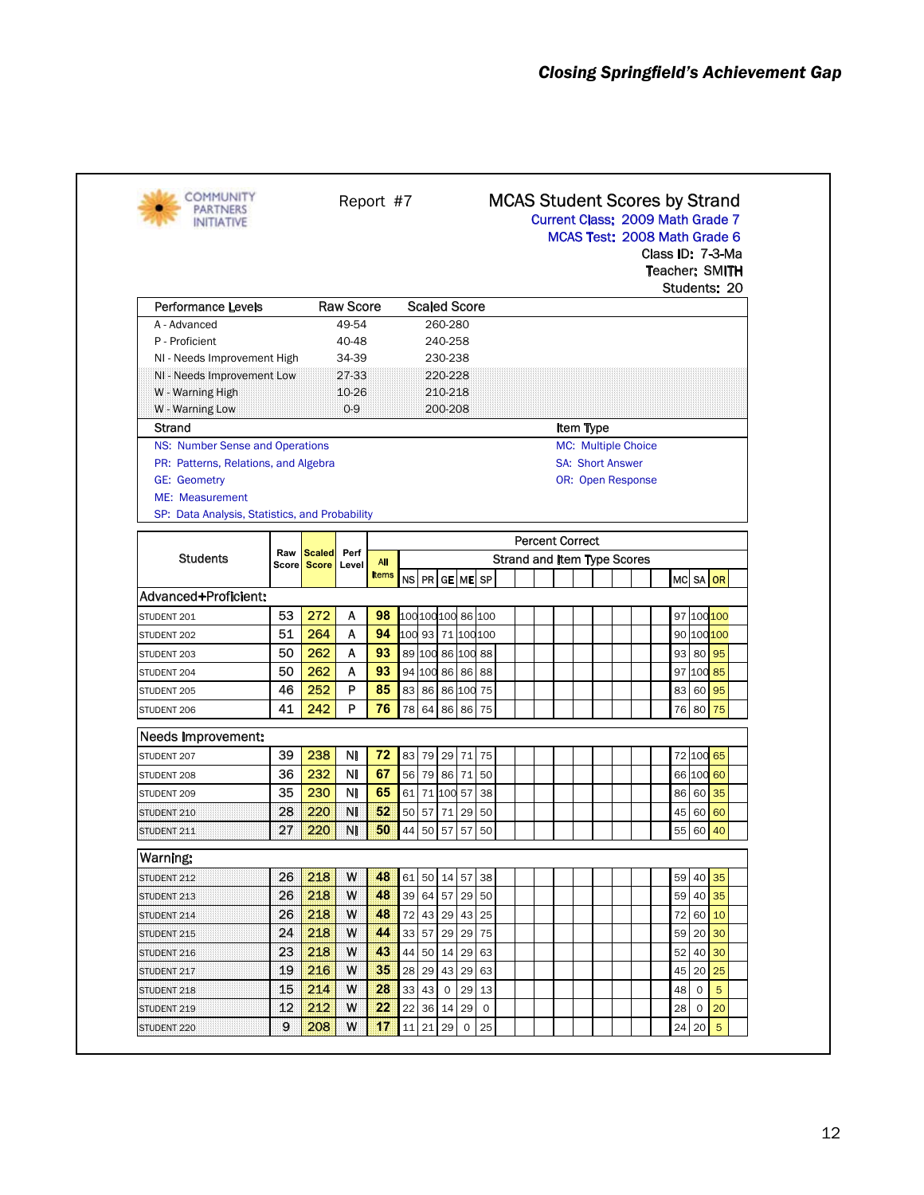COMMUNITY PARTNERS INITIATIVE

Report #7

# MCAS Student Scores by Strand

Current Class: 2009 Math Grade 7
MCAS Test: 2008 Math Grade 6
Class ID: 7-3-Ma
Teacher: SMITH
Students: 20

| Performance Levels | Raw Score | Scaled Score |
|---|---|---|
| A - Advanced | 49-54 | 260-280 |
| P - Proficient | 40-48 | 240-258 |
| NI - Needs Improvement High | 34-39 | 230-238 |
| NI - Needs Improvement Low | 27-33 | 220-228 |
| W - Warning High | 10-26 | 210-218 |
| W - Warning Low | 0-9 | 200-208 |

**Strand**

- NS: Number Sense and Operations
- PR: Patterns, Relations, and Algebra
- GE: Geometry
- ME: Measurement
- SP: Data Analysis, Statistics, and Probability

**Item Type**

- MC: Multiple Choice
- SA: Short Answer
- OR: Open Response

| Students | Raw Score | Scaled Score | Perf Level | All Items | NS | PR | GE | ME | SP | MC | SA | OR |
|---|---|---|---|---|---|---|---|---|---|---|---|---|
| **Advanced+Proficient:** | | | | | | | | | | | | |
| STUDENT 201 | 53 | 272 | A | 98 | 100 | 100 | 100 | 86 | 100 | 97 | 100 | 100 |
| STUDENT 202 | 51 | 264 | A | 94 | 100 | 93 | 71 | 100 | 100 | 90 | 100 | 100 |
| STUDENT 203 | 50 | 262 | A | 93 | 89 | 100 | 86 | 100 | 88 | 93 | 80 | 95 |
| STUDENT 204 | 50 | 262 | A | 93 | 94 | 100 | 86 | 86 | 88 | 97 | 100 | 85 |
| STUDENT 205 | 46 | 252 | P | 85 | 83 | 86 | 86 | 100 | 75 | 83 | 60 | 95 |
| STUDENT 206 | 41 | 242 | P | 76 | 78 | 64 | 86 | 86 | 75 | 76 | 80 | 75 |
| **Needs Improvement:** | | | | | | | | | | | | |
| STUDENT 207 | 39 | 238 | NI | 72 | 83 | 79 | 29 | 71 | 75 | 72 | 100 | 65 |
| STUDENT 208 | 36 | 232 | NI | 67 | 56 | 79 | 86 | 71 | 50 | 66 | 100 | 60 |
| STUDENT 209 | 35 | 230 | NI | 65 | 61 | 71 | 100 | 57 | 38 | 86 | 60 | 35 |
| STUDENT 210 | 28 | 220 | NI | 52 | 50 | 57 | 71 | 29 | 50 | 45 | 60 | 60 |
| STUDENT 211 | 27 | 220 | NI | 50 | 44 | 50 | 57 | 57 | 50 | 55 | 60 | 40 |
| **Warning:** | | | | | | | | | | | | |
| STUDENT 212 | 26 | 218 | W | 48 | 61 | 50 | 14 | 57 | 38 | 59 | 40 | 35 |
| STUDENT 213 | 26 | 218 | W | 48 | 39 | 64 | 57 | 29 | 50 | 59 | 40 | 35 |
| STUDENT 214 | 26 | 218 | W | 48 | 72 | 43 | 29 | 43 | 25 | 72 | 60 | 10 |
| STUDENT 215 | 24 | 218 | W | 44 | 33 | 57 | 29 | 29 | 75 | 59 | 20 | 30 |
| STUDENT 216 | 23 | 218 | W | 43 | 44 | 50 | 14 | 29 | 63 | 52 | 40 | 30 |
| STUDENT 217 | 19 | 216 | W | 35 | 28 | 29 | 43 | 29 | 63 | 45 | 20 | 25 |
| STUDENT 218 | 15 | 214 | W | 28 | 33 | 43 | 0 | 29 | 13 | 48 | 0 | 5 |
| STUDENT 219 | 12 | 212 | W | 22 | 22 | 36 | 14 | 29 | 0 | 28 | 0 | 20 |
| STUDENT 220 | 9 | 208 | W | 17 | 11 | 21 | 29 | 0 | 25 | 24 | 20 | 5 |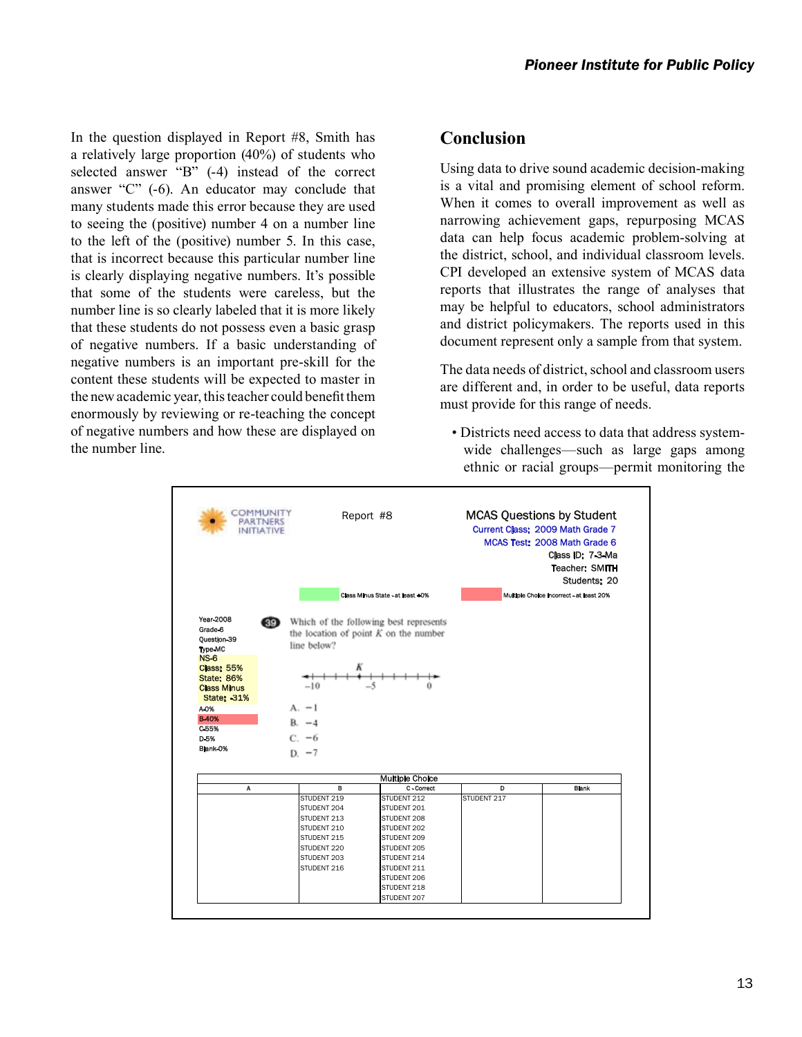In the question displayed in Report #8, Smith has a relatively large proportion (40%) of students who selected answer "B" (-4) instead of the correct answer "C" (-6). An educator may conclude that many students made this error because they are used to seeing the (positive) number 4 on a number line to the left of the (positive) number 5. In this case, that is incorrect because this particular number line is clearly displaying negative numbers. It's possible that some of the students were careless, but the number line is so clearly labeled that it is more likely that these students do not possess even a basic grasp of negative numbers. If a basic understanding of negative numbers is an important pre-skill for the content these students will be expected to master in the new academic year, this teacher could benefit them enormously by reviewing or re-teaching the concept of negative numbers and how these are displayed on the number line.

## Conclusion

Using data to drive sound academic decision-making is a vital and promising element of school reform. When it comes to overall improvement as well as narrowing achievement gaps, repurposing MCAS data can help focus academic problem-solving at the district, school, and individual classroom levels. CPI developed an extensive system of MCAS data reports that illustrates the range of analyses that may be helpful to educators, school administrators and district policymakers. The reports used in this document represent only a sample from that system.

The data needs of district, school and classroom users are different and, in order to be useful, data reports must provide for this range of needs.

- Districts need access to data that address system-wide challenges—such as large gaps among ethnic or racial groups—permit monitoring the

---

COMMUNITY PARTNERS INITIATIVE

Report #8

**MCAS Questions by Student**
Current Class: 2009 Math Grade 7
MCAS Test: 2008 Math Grade 6
Class ID: 7-3-Ma
Teacher: SMITH
Students: 20

Class Minus State - at least -10%   Multiple Choice Incorrect - at least 20%

Year-2008
Grade-6
Question-39
Type-MC
NS-6
Class: 55%
State: 86%
Class Minus State: -31%
A-0%
B-40%
C-55%
D-5%
Blank-0%

39 Which of the following best represents the location of point *K* on the number line below?

(number line from −10 to 0 with point *K*)

A. −1
B. −4
C. −6
D. −7

| Multiple Choice | | | | |
|---|---|---|---|---|
| A | B | C - Correct | D | Blank |
| | STUDENT 219 | STUDENT 212 | STUDENT 217 | |
| | STUDENT 204 | STUDENT 201 | | |
| | STUDENT 213 | STUDENT 208 | | |
| | STUDENT 210 | STUDENT 202 | | |
| | STUDENT 215 | STUDENT 209 | | |
| | STUDENT 220 | STUDENT 205 | | |
| | STUDENT 203 | STUDENT 214 | | |
| | STUDENT 216 | STUDENT 211 | | |
| | | STUDENT 206 | | |
| | | STUDENT 218 | | |
| | | STUDENT 207 | | |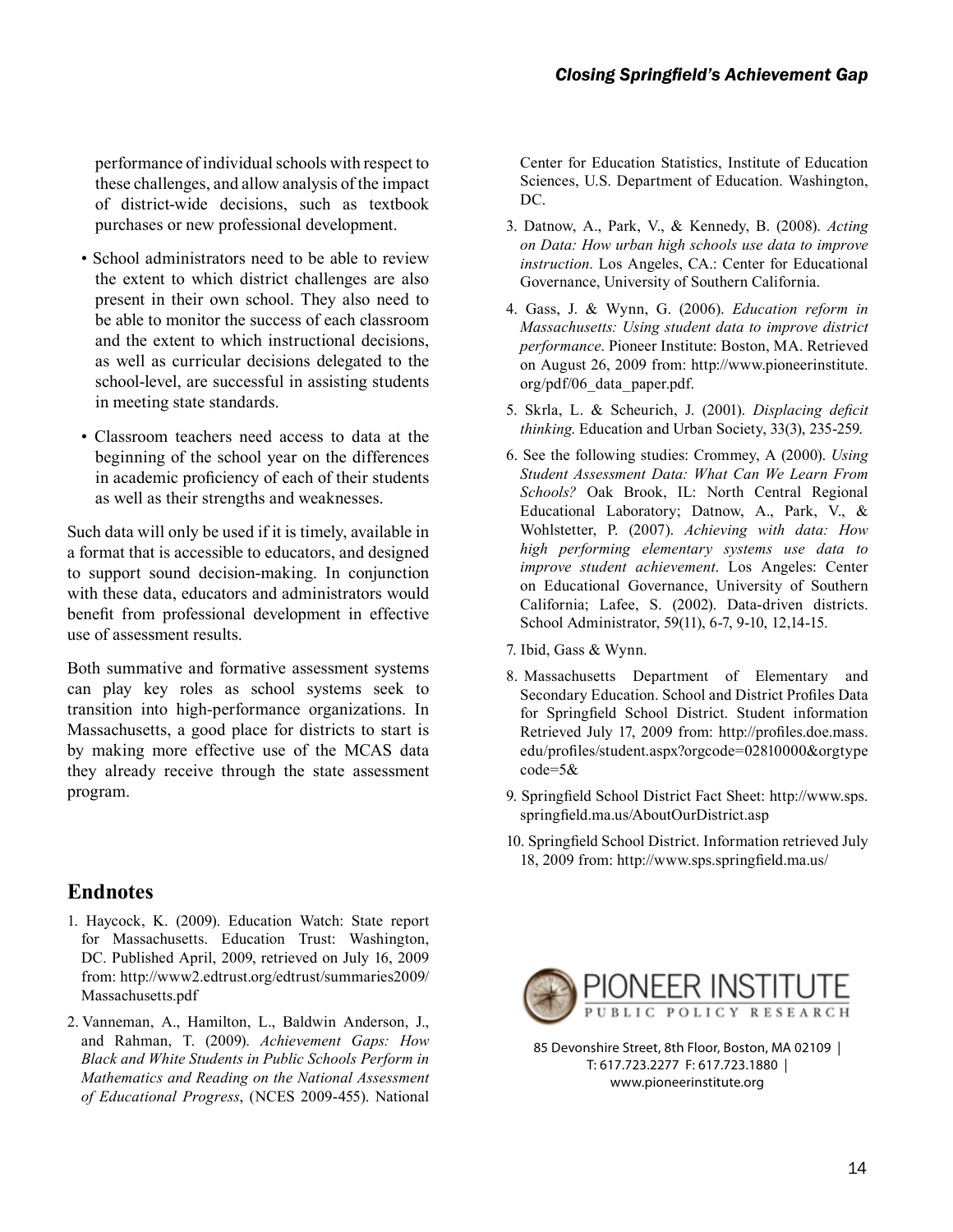performance of individual schools with respect to these challenges, and allow analysis of the impact of district-wide decisions, such as textbook purchases or new professional development.

- School administrators need to be able to review the extent to which district challenges are also present in their own school. They also need to be able to monitor the success of each classroom and the extent to which instructional decisions, as well as curricular decisions delegated to the school-level, are successful in assisting students in meeting state standards.
- Classroom teachers need access to data at the beginning of the school year on the differences in academic proficiency of each of their students as well as their strengths and weaknesses.

Such data will only be used if it is timely, available in a format that is accessible to educators, and designed to support sound decision-making. In conjunction with these data, educators and administrators would benefit from professional development in effective use of assessment results.

Both summative and formative assessment systems can play key roles as school systems seek to transition into high-performance organizations. In Massachusetts, a good place for districts to start is by making more effective use of the MCAS data they already receive through the state assessment program.

## Endnotes

1. Haycock, K. (2009). Education Watch: State report for Massachusetts. Education Trust: Washington, DC. Published April, 2009, retrieved on July 16, 2009 from: http://www2.edtrust.org/edtrust/summaries2009/Massachusetts.pdf
2. Vanneman, A., Hamilton, L., Baldwin Anderson, J., and Rahman, T. (2009). *Achievement Gaps: How Black and White Students in Public Schools Perform in Mathematics and Reading on the National Assessment of Educational Progress*, (NCES 2009-455). National Center for Education Statistics, Institute of Education Sciences, U.S. Department of Education. Washington, DC.
3. Datnow, A., Park, V., & Kennedy, B. (2008). *Acting on Data: How urban high schools use data to improve instruction*. Los Angeles, CA.: Center for Educational Governance, University of Southern California.
4. Gass, J. & Wynn, G. (2006). *Education reform in Massachusetts: Using student data to improve district performance*. Pioneer Institute: Boston, MA. Retrieved on August 26, 2009 from: http://www.pioneerinstitute.org/pdf/06_data_paper.pdf.
5. Skrla, L. & Scheurich, J. (2001). *Displacing deficit thinking*. Education and Urban Society, 33(3), 235-259.
6. See the following studies: Crommey, A (2000). *Using Student Assessment Data: What Can We Learn From Schools?* Oak Brook, IL: North Central Regional Educational Laboratory; Datnow, A., Park, V., & Wohlstetter, P. (2007). *Achieving with data: How high performing elementary systems use data to improve student achievement*. Los Angeles: Center on Educational Governance, University of Southern California; Lafee, S. (2002). Data-driven districts. School Administrator, 59(11), 6-7, 9-10, 12,14-15.
7. Ibid, Gass & Wynn.
8. Massachusetts Department of Elementary and Secondary Education. School and District Profiles Data for Springfield School District. Student information Retrieved July 17, 2009 from: http://profiles.doe.mass.edu/profiles/student.aspx?orgcode=02810000&orgtypecode=5&
9. Springfield School District Fact Sheet: http://www.sps.springfield.ma.us/AboutOurDistrict.asp
10. Springfield School District. Information retrieved July 18, 2009 from: http://www.sps.springfield.ma.us/

PIONEER INSTITUTE
PUBLIC POLICY RESEARCH

85 Devonshire Street, 8th Floor, Boston, MA 02109 | T: 617.723.2277 F: 617.723.1880 | www.pioneerinstitute.org